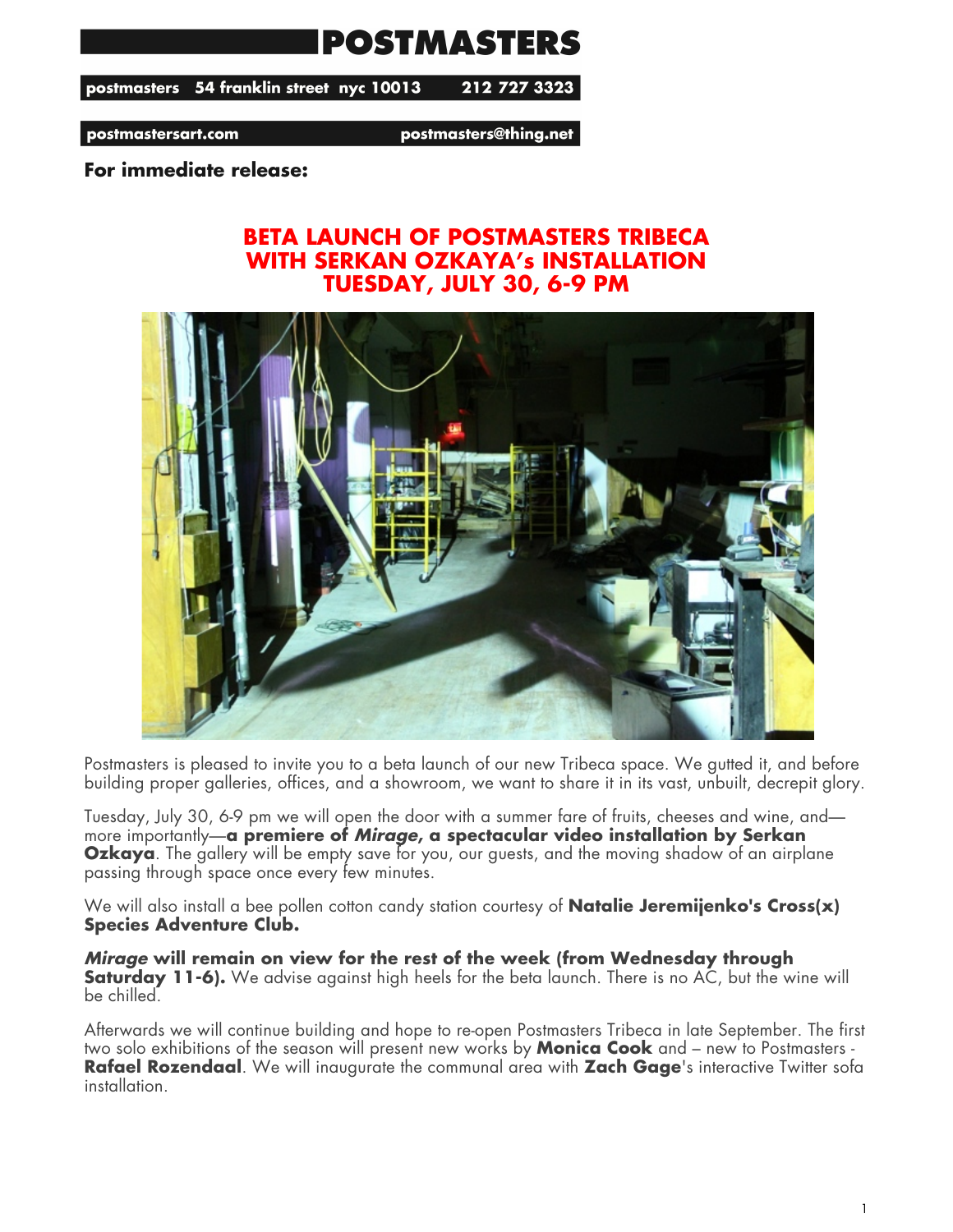# POSTMASTERS

**postmasters 54 franklin street nyc 10013 212 727 3323**

**postmastersart.com postmasters@thing.net**

**For immediate release:**

## BETA LAUNCH OF POSTMASTERS TRIBECA WITH SERKAN OZKAYA's INSTALLATION TUESDAY, JULY 30, 6-9 PM

Postmasters is pleased to invite you to a beta launch of our new Tribeca space. We gutted it, and before building proper galleries, offices, and a showroom, we want to share it in its vast, unbuilt, decrepit glory.

Tuesday, July 30, 6-9 pm we will open the door with a summer fare of fruits, cheeses and wine, and—more importantly—**a premiere of *Mirage*, a spectacular video installation by Serkan Ozkaya**. The gallery will be empty save for you, our guests, and the moving shadow of an airplane passing through space once every few minutes.

We will also install a bee pollen cotton candy station courtesy of **Natalie Jeremijenko's Cross(x) Species Adventure Club.**

***Mirage* will remain on view for the rest of the week (from Wednesday through Saturday 11-6).** We advise against high heels for the beta launch. There is no AC, but the wine will be chilled.

Afterwards we will continue building and hope to re-open Postmasters Tribeca in late September. The first two solo exhibitions of the season will present new works by **Monica Cook** and – new to Postmasters - **Rafael Rozendaal**. We will inaugurate the communal area with **Zach Gage**'s interactive Twitter sofa installation.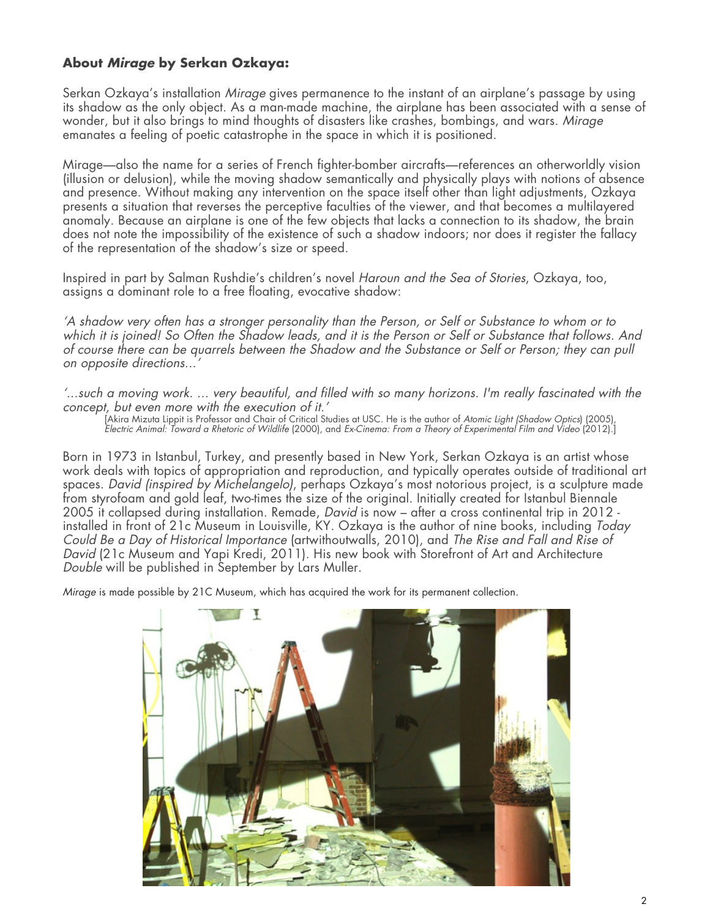### **About *Mirage* by Serkan Ozkaya:**

Serkan Ozkaya's installation *Mirage* gives permanence to the instant of an airplane's passage by using its shadow as the only object. As a man-made machine, the airplane has been associated with a sense of wonder, but it also brings to mind thoughts of disasters like crashes, bombings, and wars. *Mirage* emanates a feeling of poetic catastrophe in the space in which it is positioned.

Mirage—also the name for a series of French fighter-bomber aircrafts—references an otherworldly vision (illusion or delusion), while the moving shadow semantically and physically plays with notions of absence and presence. Without making any intervention on the space itself other than light adjustments, Ozkaya presents a situation that reverses the perceptive faculties of the viewer, and that becomes a multilayered anomaly. Because an airplane is one of the few objects that lacks a connection to its shadow, the brain does not note the impossibility of the existence of such a shadow indoors; nor does it register the fallacy of the representation of the shadow's size or speed.

Inspired in part by Salman Rushdie's children's novel *Haroun and the Sea of Stories*, Ozkaya, too, assigns a dominant role to a free floating, evocative shadow:

*'A shadow very often has a stronger personality than the Person, or Self or Substance to whom or to which it is joined! So Often the Shadow leads, and it is the Person or Self or Substance that follows. And of course there can be quarrels between the Shadow and the Substance or Self or Person; they can pull on opposite directions...'*

*'...such a moving work. ... very beautiful, and filled with so many horizons. I'm really fascinated with the concept, but even more with the execution of it.'*

[Akira Mizuta Lippit is Professor and Chair of Critical Studies at USC. He is the author of *Atomic Light (Shadow Optics)* (2005), *Electric Animal: Toward a Rhetoric of Wildlife* (2000), and *Ex-Cinema: From a Theory of Experimental Film and Video* (2012).]

Born in 1973 in Istanbul, Turkey, and presently based in New York, Serkan Ozkaya is an artist whose work deals with topics of appropriation and reproduction, and typically operates outside of traditional art spaces. *David (inspired by Michelangelo)*, perhaps Ozkaya's most notorious project, is a sculpture made from styrofoam and gold leaf, two-times the size of the original. Initially created for Istanbul Biennale 2005 it collapsed during installation. Remade, *David* is now – after a cross continental trip in 2012 - installed in front of 21c Museum in Louisville, KY. Ozkaya is the author of nine books, including *Today Could Be a Day of Historical Importance* (artwithoutwalls, 2010), and *The Rise and Fall and Rise of David* (21c Museum and Yapi Kredi, 2011). His new book with Storefront of Art and Architecture *Double* will be published in September by Lars Muller.

*Mirage* is made possible by 21C Museum, which has acquired the work for its permanent collection.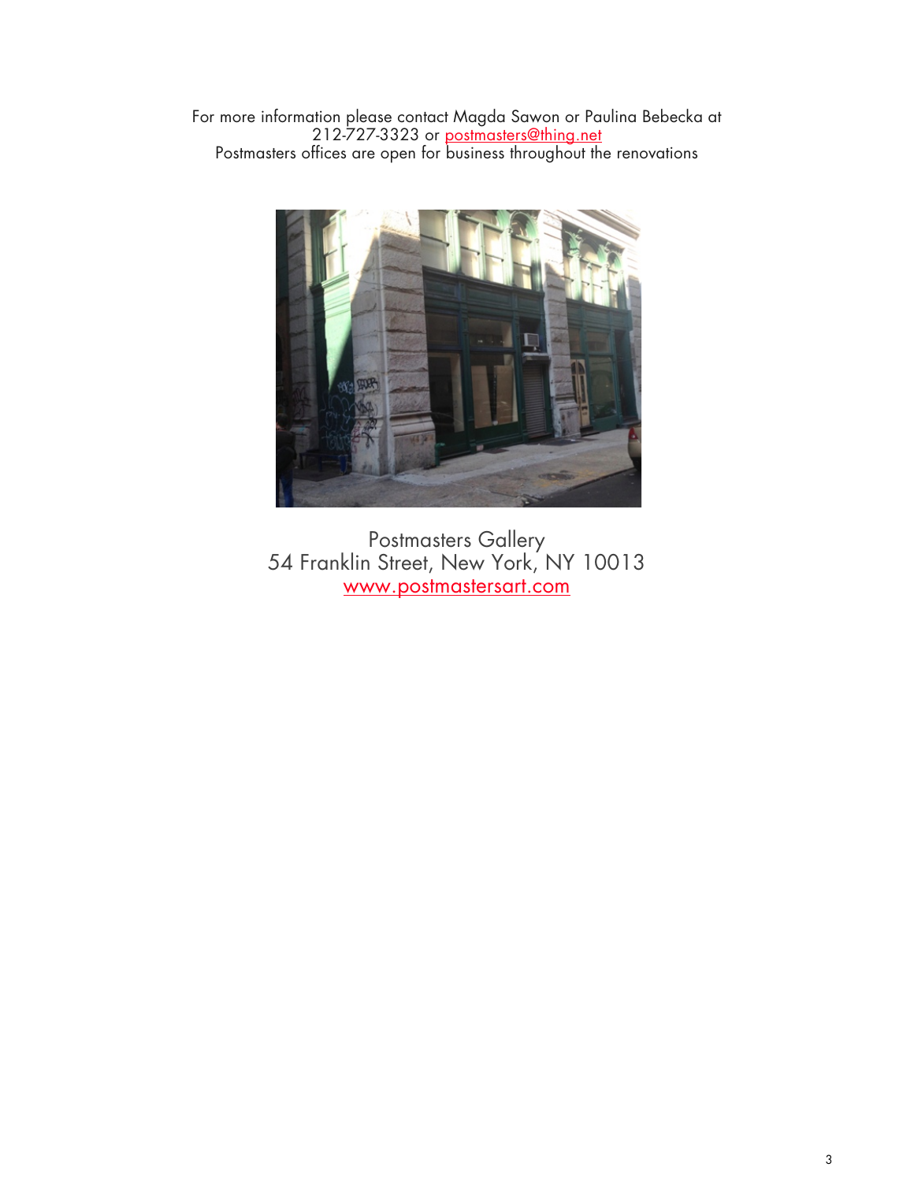For more information please contact Magda Sawon or Paulina Bebecka at 212-727-3323 or [postmasters@thing.net](mailto:postmasters@thing.net)
Postmasters offices are open for business throughout the renovations

Postmasters Gallery
54 Franklin Street, New York, NY 10013
[www.postmastersart.com](http://www.postmastersart.com)